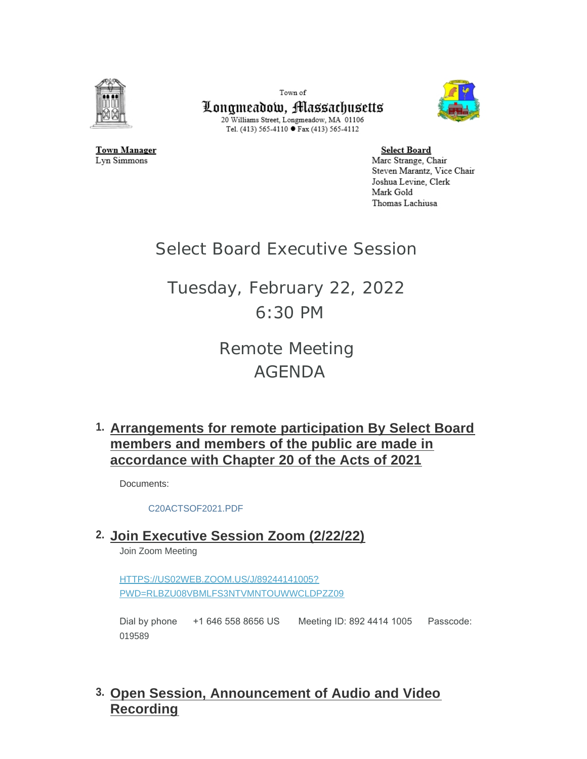Town of

**Longmeadow, Massachusetts**

20 Williams Street, Longmeadow, MA 01106

Tel. (413) 565-4110 ● Fax (413) 565-4112

**Town Manager**
Lyn Simmons

**Select Board**
Marc Strange, Chair
Steven Marantz, Vice Chair
Joshua Levine, Clerk
Mark Gold
Thomas Lachiusa

# Select Board Executive Session

## Tuesday, February 22, 2022
## 6:30 PM

## Remote Meeting
## AGENDA

1. **Arrangements for remote participation By Select Board members and members of the public are made in accordance with Chapter 20 of the Acts of 2021**

   Documents:

   C20ACTSOF2021.PDF

2. **Join Executive Session Zoom (2/22/22)**

   Join Zoom Meeting

   HTTPS://US02WEB.ZOOM.US/J/89244141005?PWD=RLBZU08VBMLFS3NTVMNTOUWWCLDPZZ09

   Dial by phone +1 646 558 8656 US Meeting ID: 892 4414 1005 Passcode: 019589

3. **Open Session, Announcement of Audio and Video Recording**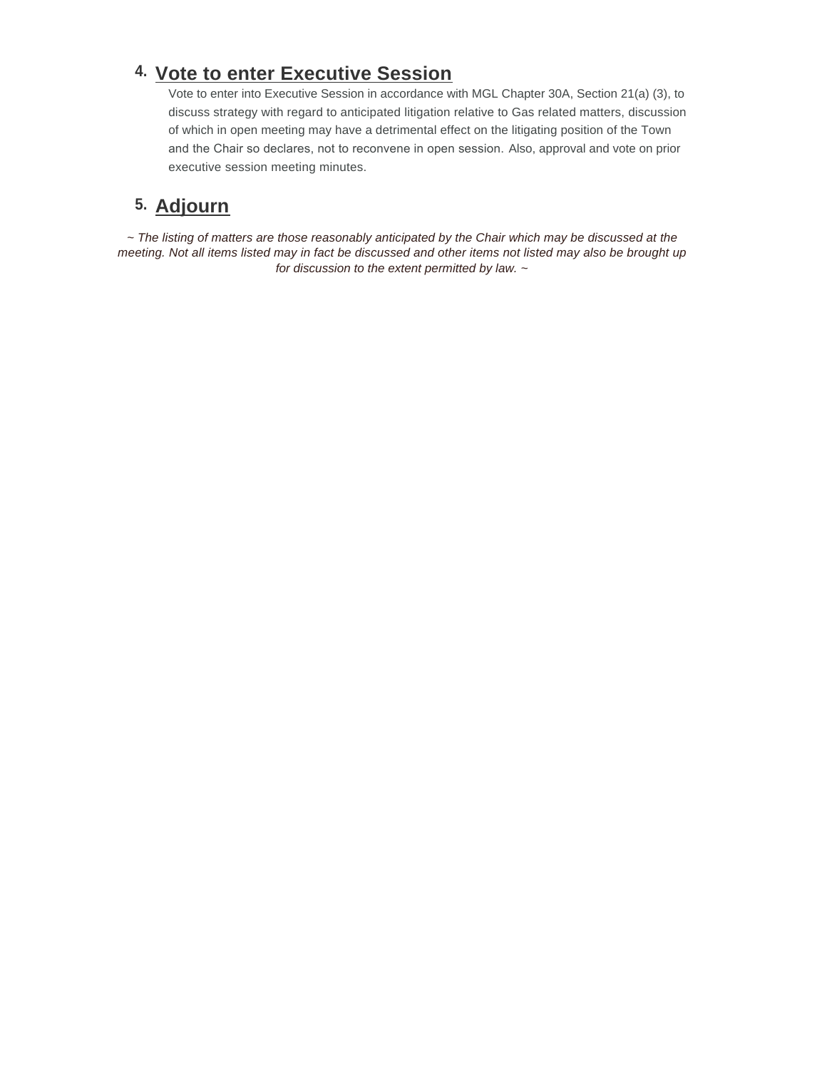## 4. Vote to enter Executive Session

Vote to enter into Executive Session in accordance with MGL Chapter 30A, Section 21(a) (3), to discuss strategy with regard to anticipated litigation relative to Gas related matters, discussion of which in open meeting may have a detrimental effect on the litigating position of the Town and the Chair so declares, not to reconvene in open session. Also, approval and vote on prior executive session meeting minutes.

## 5. Adjourn

*~ The listing of matters are those reasonably anticipated by the Chair which may be discussed at the meeting. Not all items listed may in fact be discussed and other items not listed may also be brought up for discussion to the extent permitted by law. ~*